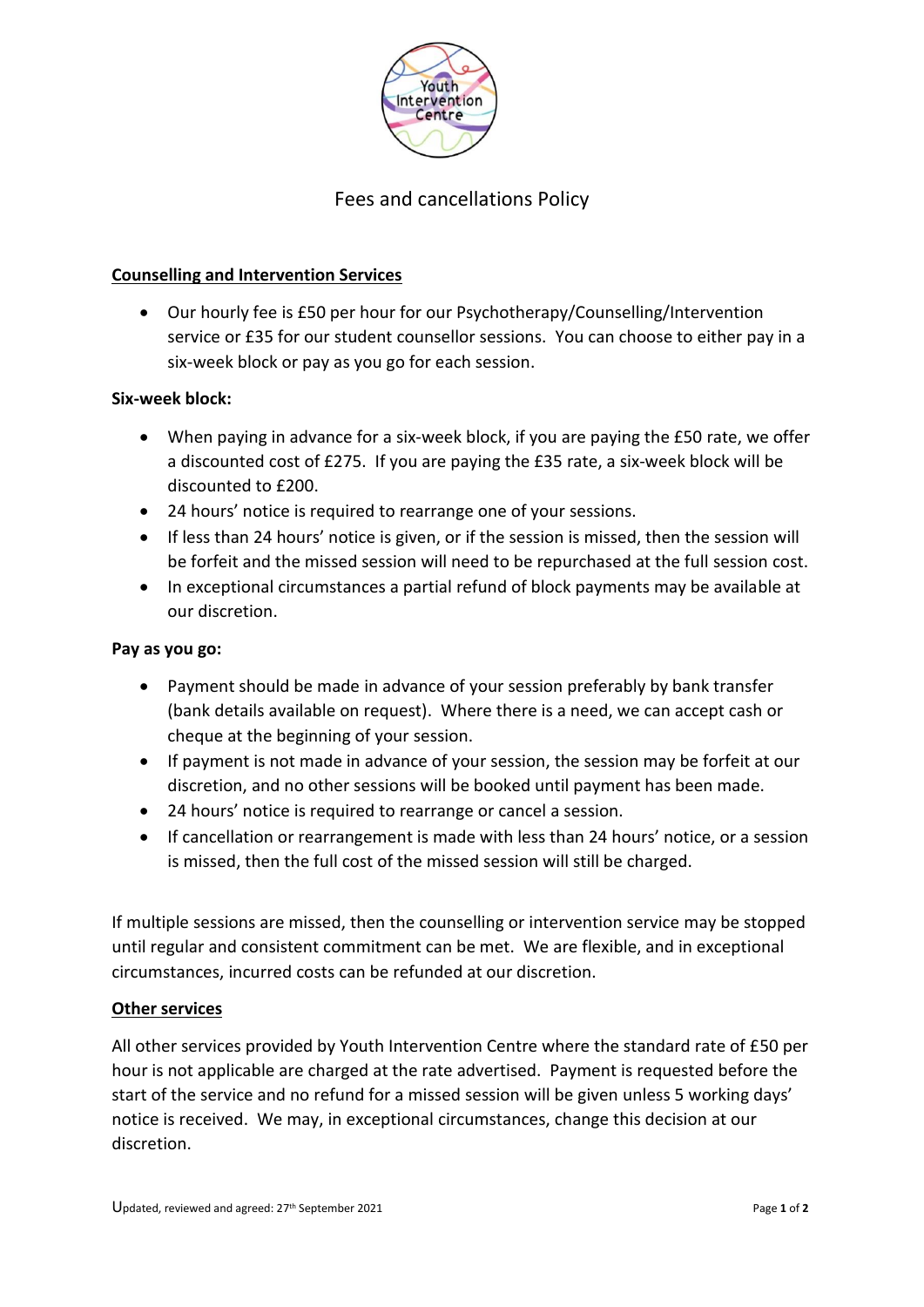# Fees and cancellations Policy

## Counselling and Intervention Services

- Our hourly fee is £50 per hour for our Psychotherapy/Counselling/Intervention service or £35 for our student counsellor sessions. You can choose to either pay in a six-week block or pay as you go for each session.

**Six-week block:**

- When paying in advance for a six-week block, if you are paying the £50 rate, we offer a discounted cost of £275. If you are paying the £35 rate, a six-week block will be discounted to £200.
- 24 hours' notice is required to rearrange one of your sessions.
- If less than 24 hours' notice is given, or if the session is missed, then the session will be forfeit and the missed session will need to be repurchased at the full session cost.
- In exceptional circumstances a partial refund of block payments may be available at our discretion.

**Pay as you go:**

- Payment should be made in advance of your session preferably by bank transfer (bank details available on request). Where there is a need, we can accept cash or cheque at the beginning of your session.
- If payment is not made in advance of your session, the session may be forfeit at our discretion, and no other sessions will be booked until payment has been made.
- 24 hours' notice is required to rearrange or cancel a session.
- If cancellation or rearrangement is made with less than 24 hours' notice, or a session is missed, then the full cost of the missed session will still be charged.

If multiple sessions are missed, then the counselling or intervention service may be stopped until regular and consistent commitment can be met. We are flexible, and in exceptional circumstances, incurred costs can be refunded at our discretion.

## Other services

All other services provided by Youth Intervention Centre where the standard rate of £50 per hour is not applicable are charged at the rate advertised. Payment is requested before the start of the service and no refund for a missed session will be given unless 5 working days' notice is received. We may, in exceptional circumstances, change this decision at our discretion.

Updated, reviewed and agreed: 27th September 2021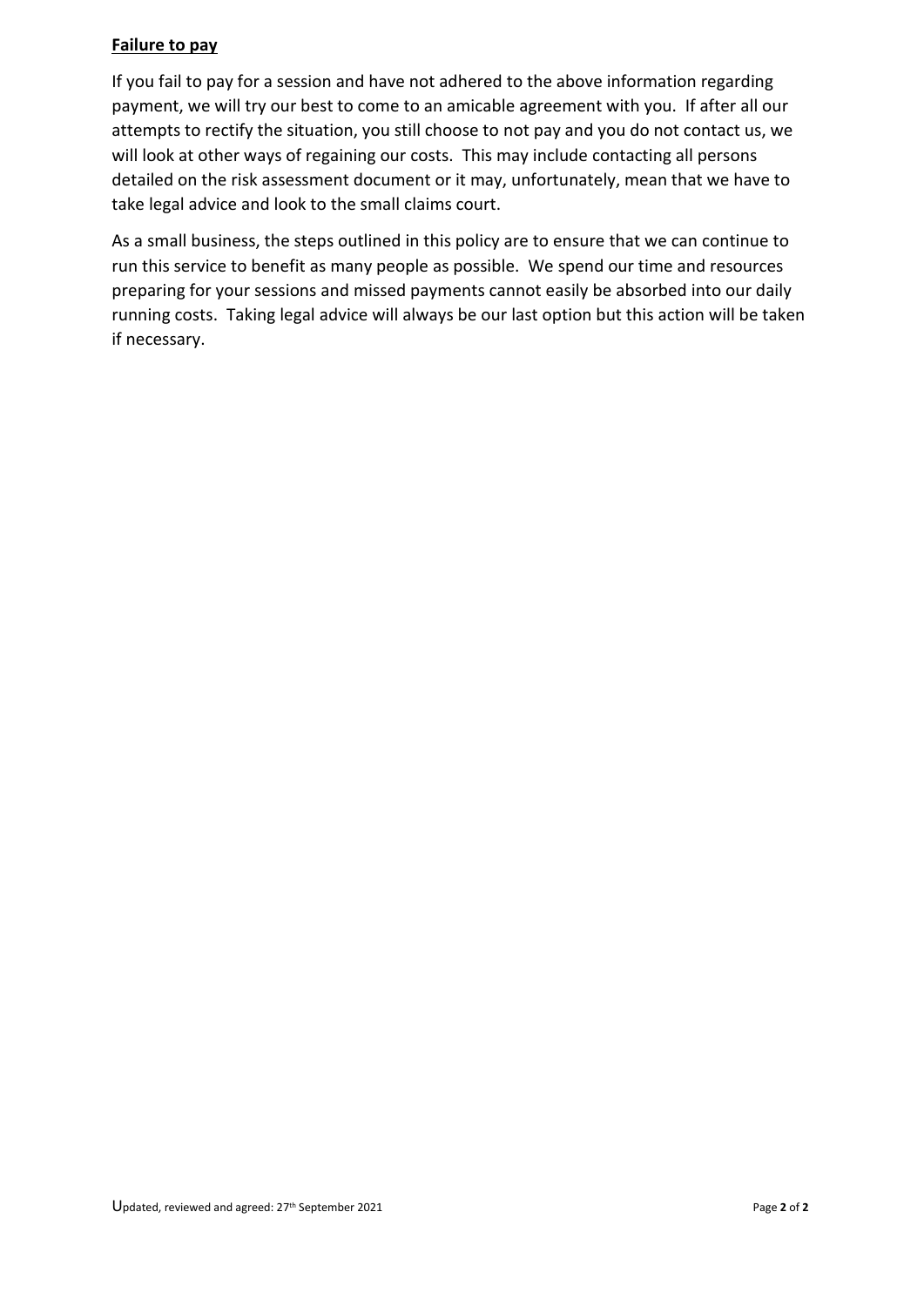## **Failure to pay**

If you fail to pay for a session and have not adhered to the above information regarding payment, we will try our best to come to an amicable agreement with you. If after all our attempts to rectify the situation, you still choose to not pay and you do not contact us, we will look at other ways of regaining our costs. This may include contacting all persons detailed on the risk assessment document or it may, unfortunately, mean that we have to take legal advice and look to the small claims court.

As a small business, the steps outlined in this policy are to ensure that we can continue to run this service to benefit as many people as possible. We spend our time and resources preparing for your sessions and missed payments cannot easily be absorbed into our daily running costs. Taking legal advice will always be our last option but this action will be taken if necessary.